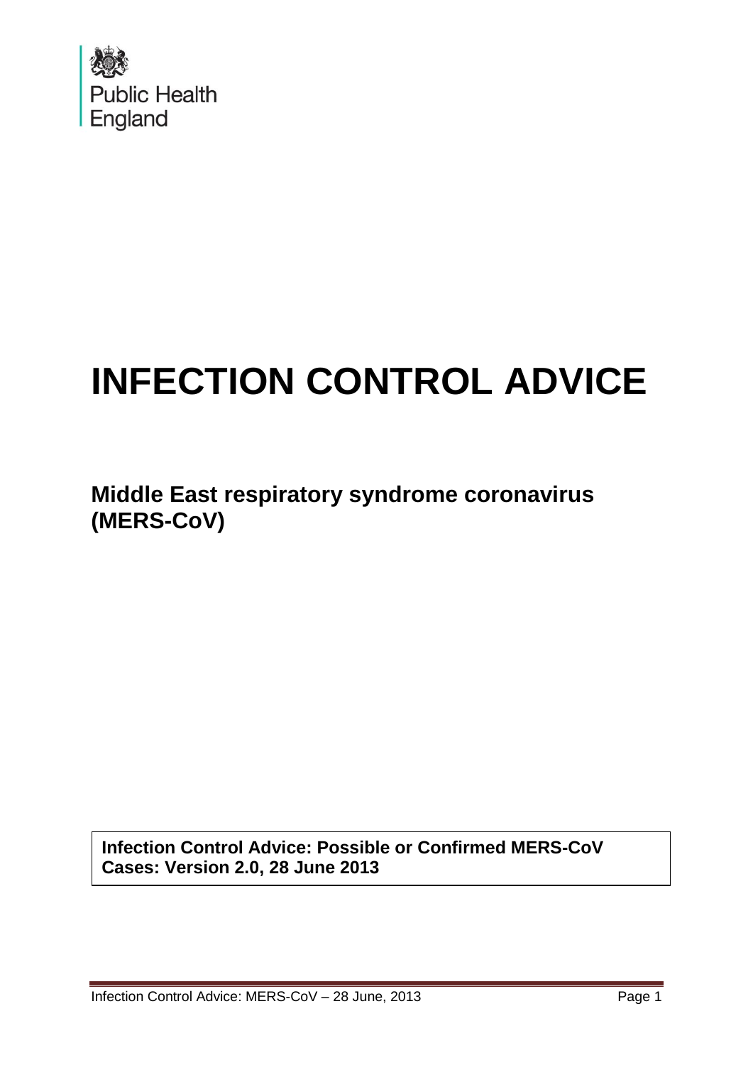Public Health England

# INFECTION CONTROL ADVICE

## Middle East respiratory syndrome coronavirus (MERS-CoV)

**Infection Control Advice: Possible or Confirmed MERS-CoV Cases: Version 2.0, 28 June 2013**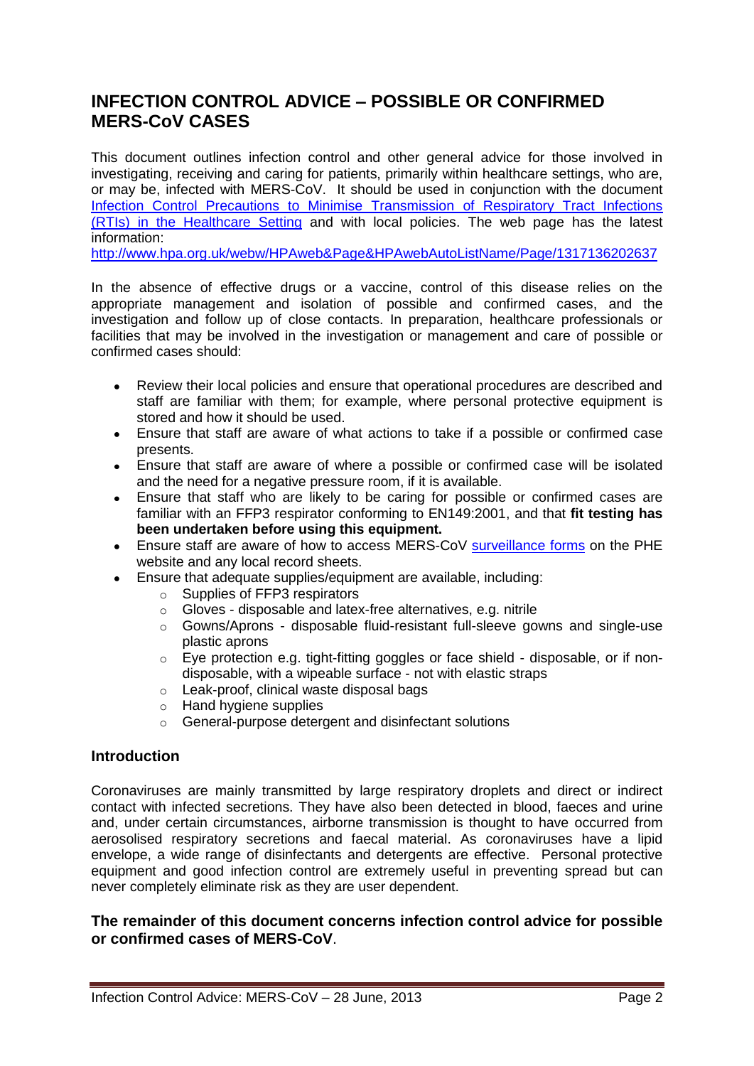# INFECTION CONTROL ADVICE – POSSIBLE OR CONFIRMED MERS-CoV CASES

This document outlines infection control and other general advice for those involved in investigating, receiving and caring for patients, primarily within healthcare settings, who are, or may be, infected with MERS-CoV. It should be used in conjunction with the document [Infection Control Precautions to Minimise Transmission of Respiratory Tract Infections (RTIs) in the Healthcare Setting](http://www.hpa.org.uk/webw/HPAweb&Page&HPAwebAutoListName/Page/1317136202637) and with local policies. The web page has the latest information:
http://www.hpa.org.uk/webw/HPAweb&Page&HPAwebAutoListName/Page/1317136202637

In the absence of effective drugs or a vaccine, control of this disease relies on the appropriate management and isolation of possible and confirmed cases, and the investigation and follow up of close contacts. In preparation, healthcare professionals or facilities that may be involved in the investigation or management and care of possible or confirmed cases should:

- Review their local policies and ensure that operational procedures are described and staff are familiar with them; for example, where personal protective equipment is stored and how it should be used.
- Ensure that staff are aware of what actions to take if a possible or confirmed case presents.
- Ensure that staff are aware of where a possible or confirmed case will be isolated and the need for a negative pressure room, if it is available.
- Ensure that staff who are likely to be caring for possible or confirmed cases are familiar with an FFP3 respirator conforming to EN149:2001, and that **fit testing has been undertaken before using this equipment.**
- Ensure staff are aware of how to access MERS-CoV surveillance forms on the PHE website and any local record sheets.
- Ensure that adequate supplies/equipment are available, including:
  - Supplies of FFP3 respirators
  - Gloves - disposable and latex-free alternatives, e.g. nitrile
  - Gowns/Aprons - disposable fluid-resistant full-sleeve gowns and single-use plastic aprons
  - Eye protection e.g. tight-fitting goggles or face shield - disposable, or if non-disposable, with a wipeable surface - not with elastic straps
  - Leak-proof, clinical waste disposal bags
  - Hand hygiene supplies
  - General-purpose detergent and disinfectant solutions

## Introduction

Coronaviruses are mainly transmitted by large respiratory droplets and direct or indirect contact with infected secretions. They have also been detected in blood, faeces and urine and, under certain circumstances, airborne transmission is thought to have occurred from aerosolised respiratory secretions and faecal material. As coronaviruses have a lipid envelope, a wide range of disinfectants and detergents are effective. Personal protective equipment and good infection control are extremely useful in preventing spread but can never completely eliminate risk as they are user dependent.

**The remainder of this document concerns infection control advice for possible or confirmed cases of MERS-CoV**.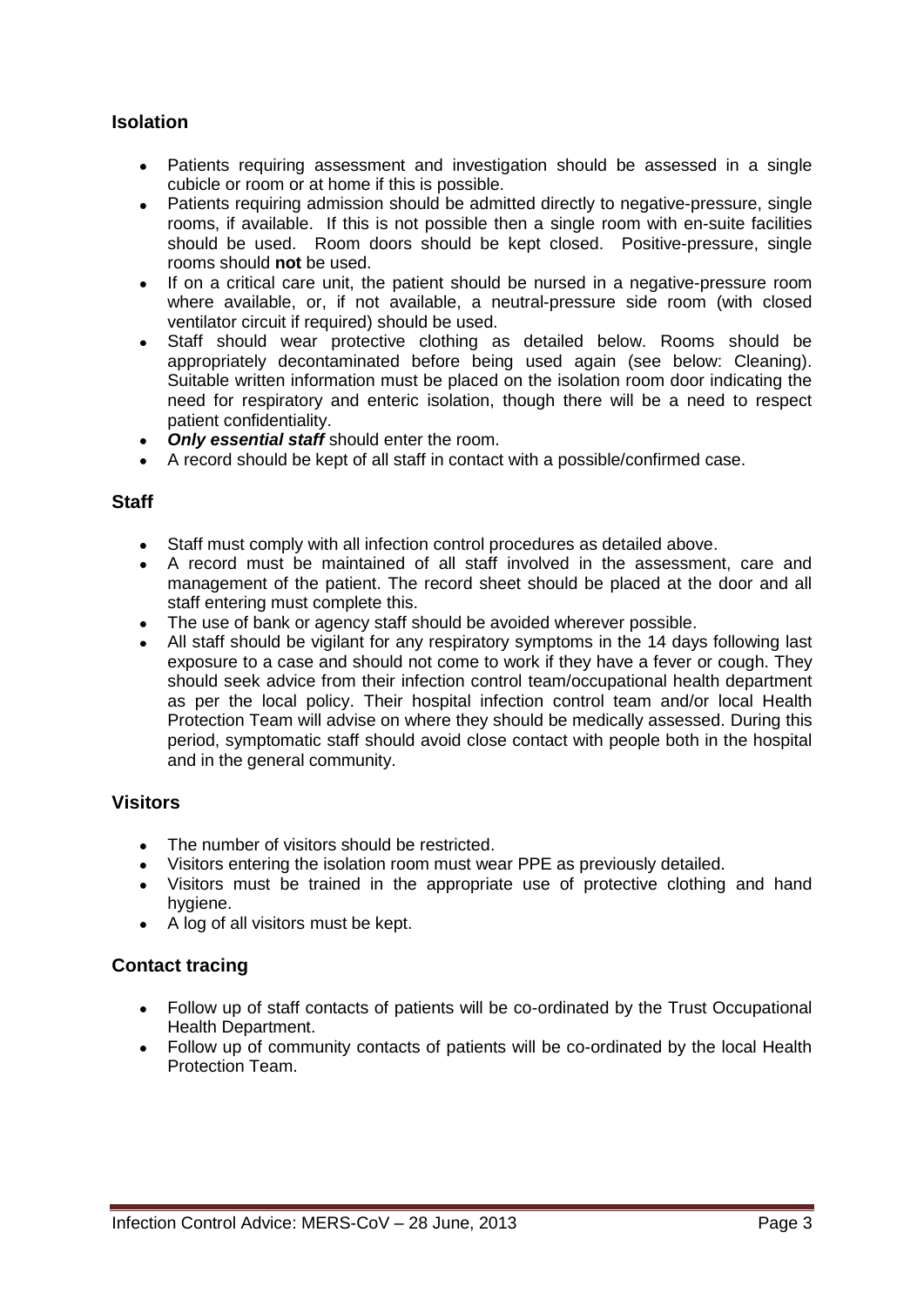## Isolation

- Patients requiring assessment and investigation should be assessed in a single cubicle or room or at home if this is possible.
- Patients requiring admission should be admitted directly to negative-pressure, single rooms, if available. If this is not possible then a single room with en-suite facilities should be used. Room doors should be kept closed. Positive-pressure, single rooms should **not** be used.
- If on a critical care unit, the patient should be nursed in a negative-pressure room where available, or, if not available, a neutral-pressure side room (with closed ventilator circuit if required) should be used.
- Staff should wear protective clothing as detailed below. Rooms should be appropriately decontaminated before being used again (see below: Cleaning). Suitable written information must be placed on the isolation room door indicating the need for respiratory and enteric isolation, though there will be a need to respect patient confidentiality.
- ***Only essential staff*** should enter the room.
- A record should be kept of all staff in contact with a possible/confirmed case.

## Staff

- Staff must comply with all infection control procedures as detailed above.
- A record must be maintained of all staff involved in the assessment, care and management of the patient. The record sheet should be placed at the door and all staff entering must complete this.
- The use of bank or agency staff should be avoided wherever possible.
- All staff should be vigilant for any respiratory symptoms in the 14 days following last exposure to a case and should not come to work if they have a fever or cough. They should seek advice from their infection control team/occupational health department as per the local policy. Their hospital infection control team and/or local Health Protection Team will advise on where they should be medically assessed. During this period, symptomatic staff should avoid close contact with people both in the hospital and in the general community.

## Visitors

- The number of visitors should be restricted.
- Visitors entering the isolation room must wear PPE as previously detailed.
- Visitors must be trained in the appropriate use of protective clothing and hand hygiene.
- A log of all visitors must be kept.

## Contact tracing

- Follow up of staff contacts of patients will be co-ordinated by the Trust Occupational Health Department.
- Follow up of community contacts of patients will be co-ordinated by the local Health Protection Team.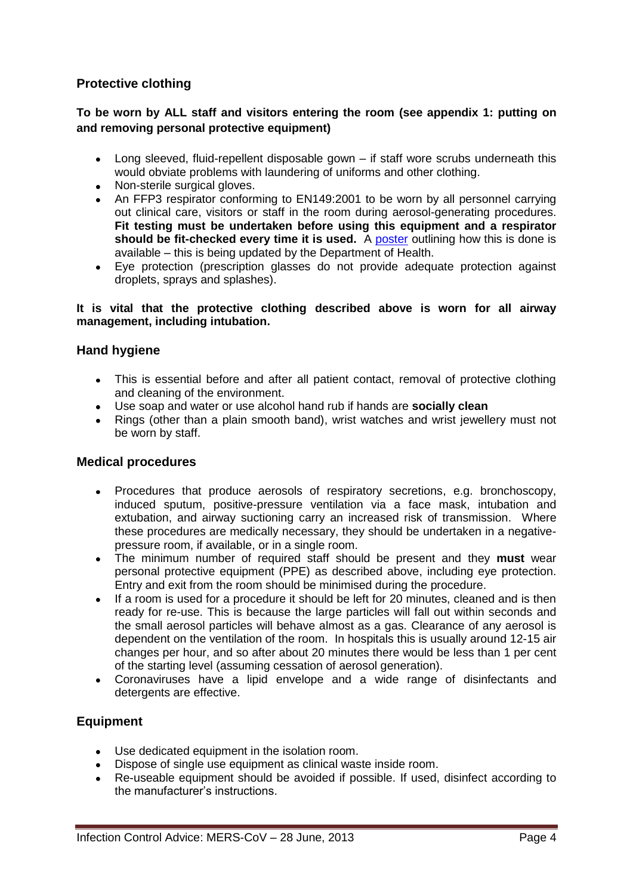## Protective clothing

**To be worn by ALL staff and visitors entering the room (see appendix 1: putting on and removing personal protective equipment)**

- Long sleeved, fluid-repellent disposable gown – if staff wore scrubs underneath this would obviate problems with laundering of uniforms and other clothing.
- Non-sterile surgical gloves.
- An FFP3 respirator conforming to EN149:2001 to be worn by all personnel carrying out clinical care, visitors or staff in the room during aerosol-generating procedures. **Fit testing must be undertaken before using this equipment and a respirator should be fit-checked every time it is used.** A poster outlining how this is done is available – this is being updated by the Department of Health.
- Eye protection (prescription glasses do not provide adequate protection against droplets, sprays and splashes).

**It is vital that the protective clothing described above is worn for all airway management, including intubation.**

## Hand hygiene

- This is essential before and after all patient contact, removal of protective clothing and cleaning of the environment.
- Use soap and water or use alcohol hand rub if hands are **socially clean**
- Rings (other than a plain smooth band), wrist watches and wrist jewellery must not be worn by staff.

## Medical procedures

- Procedures that produce aerosols of respiratory secretions, e.g. bronchoscopy, induced sputum, positive-pressure ventilation via a face mask, intubation and extubation, and airway suctioning carry an increased risk of transmission. Where these procedures are medically necessary, they should be undertaken in a negative-pressure room, if available, or in a single room.
- The minimum number of required staff should be present and they **must** wear personal protective equipment (PPE) as described above, including eye protection. Entry and exit from the room should be minimised during the procedure.
- If a room is used for a procedure it should be left for 20 minutes, cleaned and is then ready for re-use. This is because the large particles will fall out within seconds and the small aerosol particles will behave almost as a gas. Clearance of any aerosol is dependent on the ventilation of the room. In hospitals this is usually around 12-15 air changes per hour, and so after about 20 minutes there would be less than 1 per cent of the starting level (assuming cessation of aerosol generation).
- Coronaviruses have a lipid envelope and a wide range of disinfectants and detergents are effective.

## Equipment

- Use dedicated equipment in the isolation room.
- Dispose of single use equipment as clinical waste inside room.
- Re-useable equipment should be avoided if possible. If used, disinfect according to the manufacturer's instructions.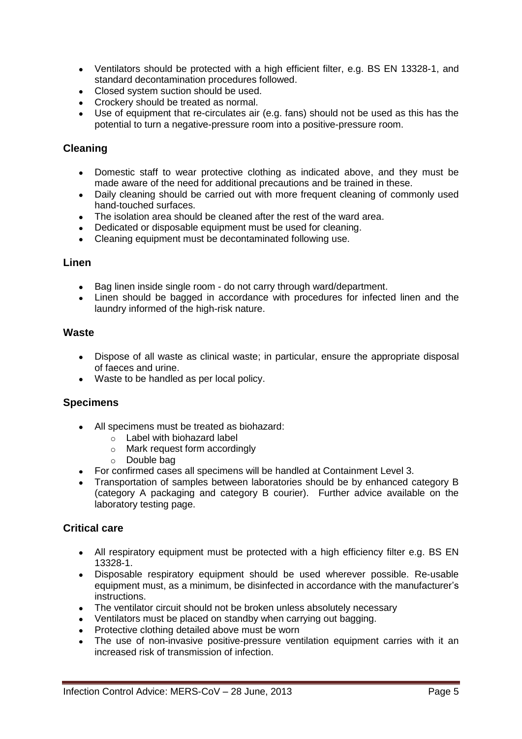- Ventilators should be protected with a high efficient filter, e.g. BS EN 13328-1, and standard decontamination procedures followed.
- Closed system suction should be used.
- Crockery should be treated as normal.
- Use of equipment that re-circulates air (e.g. fans) should not be used as this has the potential to turn a negative-pressure room into a positive-pressure room.

## Cleaning

- Domestic staff to wear protective clothing as indicated above, and they must be made aware of the need for additional precautions and be trained in these.
- Daily cleaning should be carried out with more frequent cleaning of commonly used hand-touched surfaces.
- The isolation area should be cleaned after the rest of the ward area.
- Dedicated or disposable equipment must be used for cleaning.
- Cleaning equipment must be decontaminated following use.

## Linen

- Bag linen inside single room - do not carry through ward/department.
- Linen should be bagged in accordance with procedures for infected linen and the laundry informed of the high-risk nature.

## Waste

- Dispose of all waste as clinical waste; in particular, ensure the appropriate disposal of faeces and urine.
- Waste to be handled as per local policy.

## Specimens

- All specimens must be treated as biohazard:
  - Label with biohazard label
  - Mark request form accordingly
  - Double bag
- For confirmed cases all specimens will be handled at Containment Level 3.
- Transportation of samples between laboratories should be by enhanced category B (category A packaging and category B courier). Further advice available on the laboratory testing page.

## Critical care

- All respiratory equipment must be protected with a high efficiency filter e.g. BS EN 13328-1.
- Disposable respiratory equipment should be used wherever possible. Re-usable equipment must, as a minimum, be disinfected in accordance with the manufacturer's instructions.
- The ventilator circuit should not be broken unless absolutely necessary
- Ventilators must be placed on standby when carrying out bagging.
- Protective clothing detailed above must be worn
- The use of non-invasive positive-pressure ventilation equipment carries with it an increased risk of transmission of infection.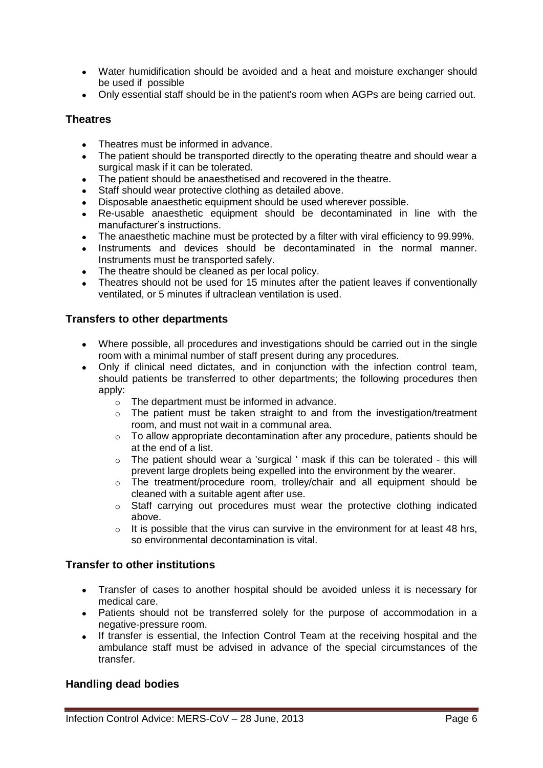- Water humidification should be avoided and a heat and moisture exchanger should be used if possible
- Only essential staff should be in the patient's room when AGPs are being carried out.

### Theatres

- Theatres must be informed in advance.
- The patient should be transported directly to the operating theatre and should wear a surgical mask if it can be tolerated.
- The patient should be anaesthetised and recovered in the theatre.
- Staff should wear protective clothing as detailed above.
- Disposable anaesthetic equipment should be used wherever possible.
- Re-usable anaesthetic equipment should be decontaminated in line with the manufacturer's instructions.
- The anaesthetic machine must be protected by a filter with viral efficiency to 99.99%.
- Instruments and devices should be decontaminated in the normal manner. Instruments must be transported safely.
- The theatre should be cleaned as per local policy.
- Theatres should not be used for 15 minutes after the patient leaves if conventionally ventilated, or 5 minutes if ultraclean ventilation is used.

### Transfers to other departments

- Where possible, all procedures and investigations should be carried out in the single room with a minimal number of staff present during any procedures.
- Only if clinical need dictates, and in conjunction with the infection control team, should patients be transferred to other departments; the following procedures then apply:
  - The department must be informed in advance.
  - The patient must be taken straight to and from the investigation/treatment room, and must not wait in a communal area.
  - To allow appropriate decontamination after any procedure, patients should be at the end of a list.
  - The patient should wear a 'surgical ' mask if this can be tolerated - this will prevent large droplets being expelled into the environment by the wearer.
  - The treatment/procedure room, trolley/chair and all equipment should be cleaned with a suitable agent after use.
  - Staff carrying out procedures must wear the protective clothing indicated above.
  - It is possible that the virus can survive in the environment for at least 48 hrs, so environmental decontamination is vital.

### Transfer to other institutions

- Transfer of cases to another hospital should be avoided unless it is necessary for medical care.
- Patients should not be transferred solely for the purpose of accommodation in a negative-pressure room.
- If transfer is essential, the Infection Control Team at the receiving hospital and the ambulance staff must be advised in advance of the special circumstances of the transfer.

### Handling dead bodies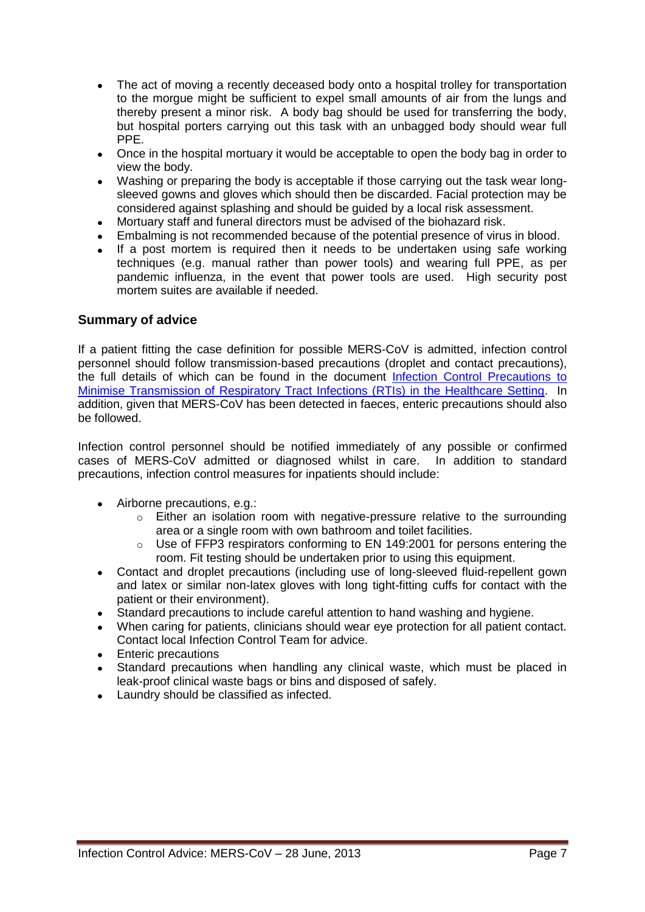- The act of moving a recently deceased body onto a hospital trolley for transportation to the morgue might be sufficient to expel small amounts of air from the lungs and thereby present a minor risk. A body bag should be used for transferring the body, but hospital porters carrying out this task with an unbagged body should wear full PPE.
- Once in the hospital mortuary it would be acceptable to open the body bag in order to view the body.
- Washing or preparing the body is acceptable if those carrying out the task wear long-sleeved gowns and gloves which should then be discarded. Facial protection may be considered against splashing and should be guided by a local risk assessment.
- Mortuary staff and funeral directors must be advised of the biohazard risk.
- Embalming is not recommended because of the potential presence of virus in blood.
- If a post mortem is required then it needs to be undertaken using safe working techniques (e.g. manual rather than power tools) and wearing full PPE, as per pandemic influenza, in the event that power tools are used. High security post mortem suites are available if needed.

## Summary of advice

If a patient fitting the case definition for possible MERS-CoV is admitted, infection control personnel should follow transmission-based precautions (droplet and contact precautions), the full details of which can be found in the document [Infection Control Precautions to Minimise Transmission of Respiratory Tract Infections (RTIs) in the Healthcare Setting](). In addition, given that MERS-CoV has been detected in faeces, enteric precautions should also be followed.

Infection control personnel should be notified immediately of any possible or confirmed cases of MERS-CoV admitted or diagnosed whilst in care. In addition to standard precautions, infection control measures for inpatients should include:

- Airborne precautions, e.g.:
  - Either an isolation room with negative-pressure relative to the surrounding area or a single room with own bathroom and toilet facilities.
  - Use of FFP3 respirators conforming to EN 149:2001 for persons entering the room. Fit testing should be undertaken prior to using this equipment.
- Contact and droplet precautions (including use of long-sleeved fluid-repellent gown and latex or similar non-latex gloves with long tight-fitting cuffs for contact with the patient or their environment).
- Standard precautions to include careful attention to hand washing and hygiene.
- When caring for patients, clinicians should wear eye protection for all patient contact. Contact local Infection Control Team for advice.
- Enteric precautions
- Standard precautions when handling any clinical waste, which must be placed in leak-proof clinical waste bags or bins and disposed of safely.
- Laundry should be classified as infected.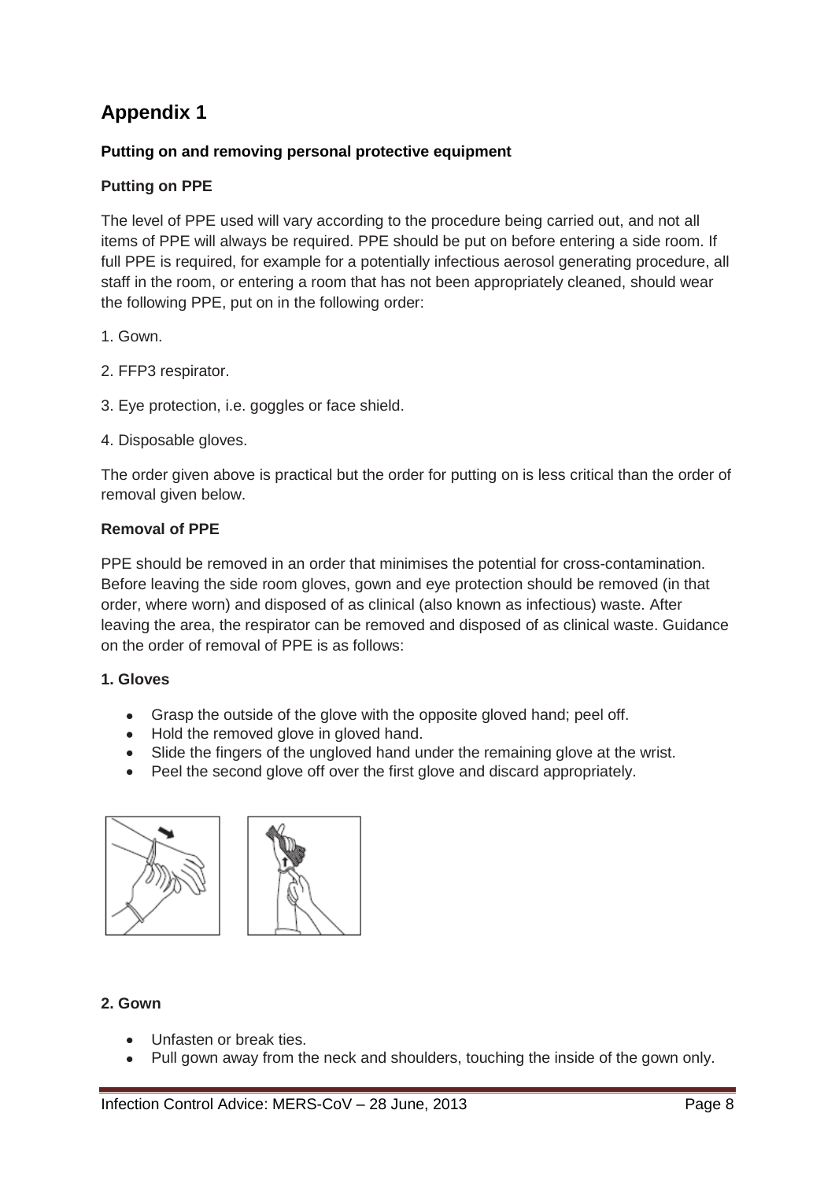## Appendix 1

**Putting on and removing personal protective equipment**

**Putting on PPE**

The level of PPE used will vary according to the procedure being carried out, and not all items of PPE will always be required. PPE should be put on before entering a side room. If full PPE is required, for example for a potentially infectious aerosol generating procedure, all staff in the room, or entering a room that has not been appropriately cleaned, should wear the following PPE, put on in the following order:

1. Gown.

2. FFP3 respirator.

3. Eye protection, i.e. goggles or face shield.

4. Disposable gloves.

The order given above is practical but the order for putting on is less critical than the order of removal given below.

**Removal of PPE**

PPE should be removed in an order that minimises the potential for cross-contamination. Before leaving the side room gloves, gown and eye protection should be removed (in that order, where worn) and disposed of as clinical (also known as infectious) waste. After leaving the area, the respirator can be removed and disposed of as clinical waste. Guidance on the order of removal of PPE is as follows:

**1. Gloves**

- Grasp the outside of the glove with the opposite gloved hand; peel off.
- Hold the removed glove in gloved hand.
- Slide the fingers of the ungloved hand under the remaining glove at the wrist.
- Peel the second glove off over the first glove and discard appropriately.

**2. Gown**

- Unfasten or break ties.
- Pull gown away from the neck and shoulders, touching the inside of the gown only.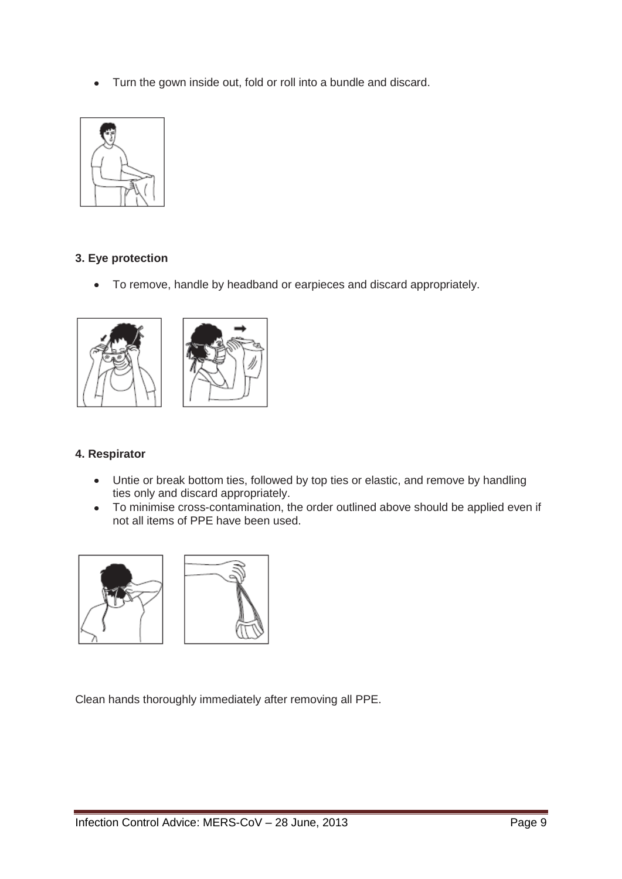- Turn the gown inside out, fold or roll into a bundle and discard.

### 3. Eye protection

- To remove, handle by headband or earpieces and discard appropriately.

### 4. Respirator

- Untie or break bottom ties, followed by top ties or elastic, and remove by handling ties only and discard appropriately.
- To minimise cross-contamination, the order outlined above should be applied even if not all items of PPE have been used.

Clean hands thoroughly immediately after removing all PPE.